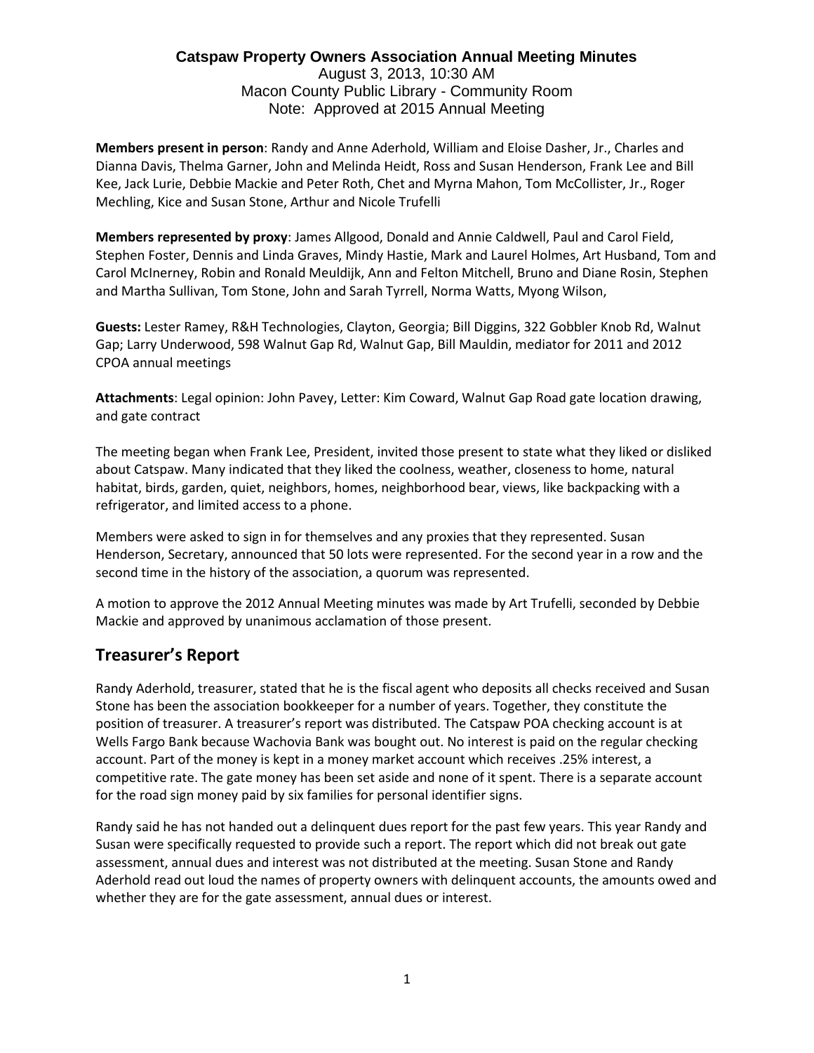**Catspaw Property Owners Association Annual Meeting Minutes**

August 3, 2013, 10:30 AM

Macon County Public Library - Community Room

Note: Approved at 2015 Annual Meeting

**Members present in person**: Randy and Anne Aderhold, William and Eloise Dasher, Jr., Charles and Dianna Davis, Thelma Garner, John and Melinda Heidt, Ross and Susan Henderson, Frank Lee and Bill Kee, Jack Lurie, Debbie Mackie and Peter Roth, Chet and Myrna Mahon, Tom McCollister, Jr., Roger Mechling, Kice and Susan Stone, Arthur and Nicole Trufelli

**Members represented by proxy**: James Allgood, Donald and Annie Caldwell, Paul and Carol Field, Stephen Foster, Dennis and Linda Graves, Mindy Hastie, Mark and Laurel Holmes, Art Husband, Tom and Carol McInerney, Robin and Ronald Meuldijk, Ann and Felton Mitchell, Bruno and Diane Rosin, Stephen and Martha Sullivan, Tom Stone, John and Sarah Tyrrell, Norma Watts, Myong Wilson,

**Guests:** Lester Ramey, R&H Technologies, Clayton, Georgia; Bill Diggins, 322 Gobbler Knob Rd, Walnut Gap; Larry Underwood, 598 Walnut Gap Rd, Walnut Gap, Bill Mauldin, mediator for 2011 and 2012 CPOA annual meetings

**Attachments**: Legal opinion: John Pavey, Letter: Kim Coward, Walnut Gap Road gate location drawing, and gate contract

The meeting began when Frank Lee, President, invited those present to state what they liked or disliked about Catspaw. Many indicated that they liked the coolness, weather, closeness to home, natural habitat, birds, garden, quiet, neighbors, homes, neighborhood bear, views, like backpacking with a refrigerator, and limited access to a phone.

Members were asked to sign in for themselves and any proxies that they represented. Susan Henderson, Secretary, announced that 50 lots were represented. For the second year in a row and the second time in the history of the association, a quorum was represented.

A motion to approve the 2012 Annual Meeting minutes was made by Art Trufelli, seconded by Debbie Mackie and approved by unanimous acclamation of those present.

## Treasurer's Report

Randy Aderhold, treasurer, stated that he is the fiscal agent who deposits all checks received and Susan Stone has been the association bookkeeper for a number of years. Together, they constitute the position of treasurer. A treasurer's report was distributed. The Catspaw POA checking account is at Wells Fargo Bank because Wachovia Bank was bought out. No interest is paid on the regular checking account. Part of the money is kept in a money market account which receives .25% interest, a competitive rate. The gate money has been set aside and none of it spent. There is a separate account for the road sign money paid by six families for personal identifier signs.

Randy said he has not handed out a delinquent dues report for the past few years. This year Randy and Susan were specifically requested to provide such a report. The report which did not break out gate assessment, annual dues and interest was not distributed at the meeting. Susan Stone and Randy Aderhold read out loud the names of property owners with delinquent accounts, the amounts owed and whether they are for the gate assessment, annual dues or interest.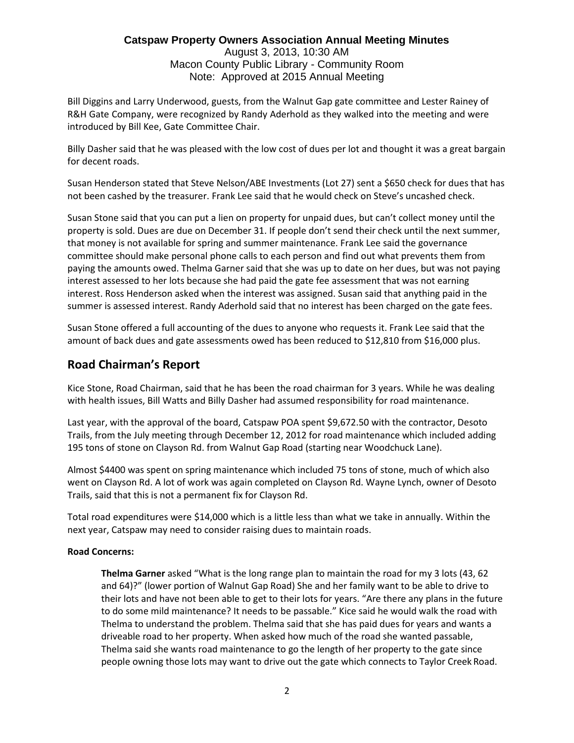**Catspaw Property Owners Association Annual Meeting Minutes**
August 3, 2013, 10:30 AM
Macon County Public Library - Community Room
Note: Approved at 2015 Annual Meeting

Bill Diggins and Larry Underwood, guests, from the Walnut Gap gate committee and Lester Rainey of R&H Gate Company, were recognized by Randy Aderhold as they walked into the meeting and were introduced by Bill Kee, Gate Committee Chair.

Billy Dasher said that he was pleased with the low cost of dues per lot and thought it was a great bargain for decent roads.

Susan Henderson stated that Steve Nelson/ABE Investments (Lot 27) sent a $650 check for dues that has not been cashed by the treasurer. Frank Lee said that he would check on Steve's uncashed check.

Susan Stone said that you can put a lien on property for unpaid dues, but can't collect money until the property is sold. Dues are due on December 31. If people don't send their check until the next summer, that money is not available for spring and summer maintenance. Frank Lee said the governance committee should make personal phone calls to each person and find out what prevents them from paying the amounts owed. Thelma Garner said that she was up to date on her dues, but was not paying interest assessed to her lots because she had paid the gate fee assessment that was not earning interest. Ross Henderson asked when the interest was assigned. Susan said that anything paid in the summer is assessed interest. Randy Aderhold said that no interest has been charged on the gate fees.

Susan Stone offered a full accounting of the dues to anyone who requests it. Frank Lee said that the amount of back dues and gate assessments owed has been reduced to $12,810 from $16,000 plus.

## Road Chairman's Report

Kice Stone, Road Chairman, said that he has been the road chairman for 3 years. While he was dealing with health issues, Bill Watts and Billy Dasher had assumed responsibility for road maintenance.

Last year, with the approval of the board, Catspaw POA spent $9,672.50 with the contractor, Desoto Trails, from the July meeting through December 12, 2012 for road maintenance which included adding 195 tons of stone on Clayson Rd. from Walnut Gap Road (starting near Woodchuck Lane).

Almost $4400 was spent on spring maintenance which included 75 tons of stone, much of which also went on Clayson Rd. A lot of work was again completed on Clayson Rd. Wayne Lynch, owner of Desoto Trails, said that this is not a permanent fix for Clayson Rd.

Total road expenditures were $14,000 which is a little less than what we take in annually. Within the next year, Catspaw may need to consider raising dues to maintain roads.

**Road Concerns:**

> **Thelma Garner** asked "What is the long range plan to maintain the road for my 3 lots (43, 62 and 64)?" (lower portion of Walnut Gap Road) She and her family want to be able to drive to their lots and have not been able to get to their lots for years. "Are there any plans in the future to do some mild maintenance? It needs to be passable." Kice said he would walk the road with Thelma to understand the problem. Thelma said that she has paid dues for years and wants a driveable road to her property. When asked how much of the road she wanted passable, Thelma said she wants road maintenance to go the length of her property to the gate since people owning those lots may want to drive out the gate which connects to Taylor Creek Road.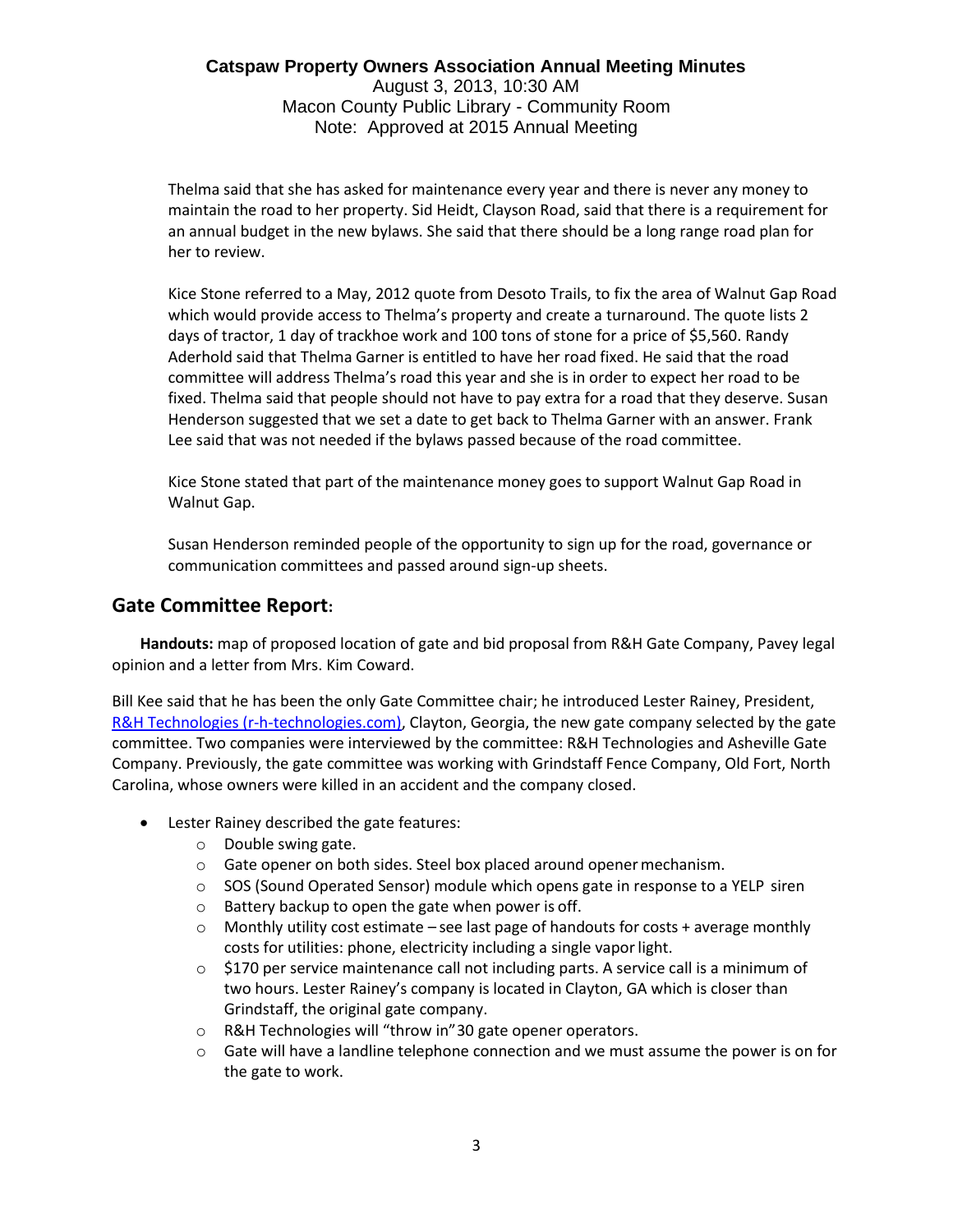Thelma said that she has asked for maintenance every year and there is never any money to maintain the road to her property. Sid Heidt, Clayson Road, said that there is a requirement for an annual budget in the new bylaws. She said that there should be a long range road plan for her to review.

Kice Stone referred to a May, 2012 quote from Desoto Trails, to fix the area of Walnut Gap Road which would provide access to Thelma's property and create a turnaround. The quote lists 2 days of tractor, 1 day of trackhoe work and 100 tons of stone for a price of $5,560. Randy Aderhold said that Thelma Garner is entitled to have her road fixed. He said that the road committee will address Thelma's road this year and she is in order to expect her road to be fixed. Thelma said that people should not have to pay extra for a road that they deserve. Susan Henderson suggested that we set a date to get back to Thelma Garner with an answer. Frank Lee said that was not needed if the bylaws passed because of the road committee.

Kice Stone stated that part of the maintenance money goes to support Walnut Gap Road in Walnut Gap.

Susan Henderson reminded people of the opportunity to sign up for the road, governance or communication committees and passed around sign-up sheets.

## Gate Committee Report:

**Handouts:** map of proposed location of gate and bid proposal from R&H Gate Company, Pavey legal opinion and a letter from Mrs. Kim Coward.

Bill Kee said that he has been the only Gate Committee chair; he introduced Lester Rainey, President, [R&H Technologies (r-h-technologies.com)](r-h-technologies.com), Clayton, Georgia, the new gate company selected by the gate committee. Two companies were interviewed by the committee: R&H Technologies and Asheville Gate Company. Previously, the gate committee was working with Grindstaff Fence Company, Old Fort, North Carolina, whose owners were killed in an accident and the company closed.

- Lester Rainey described the gate features:
  - Double swing gate.
  - Gate opener on both sides. Steel box placed around opener mechanism.
  - SOS (Sound Operated Sensor) module which opens gate in response to a YELP siren
  - Battery backup to open the gate when power is off.
  - Monthly utility cost estimate – see last page of handouts for costs + average monthly costs for utilities: phone, electricity including a single vapor light.
  - $170 per service maintenance call not including parts. A service call is a minimum of two hours. Lester Rainey's company is located in Clayton, GA which is closer than Grindstaff, the original gate company.
  - R&H Technologies will "throw in" 30 gate opener operators.
  - Gate will have a landline telephone connection and we must assume the power is on for the gate to work.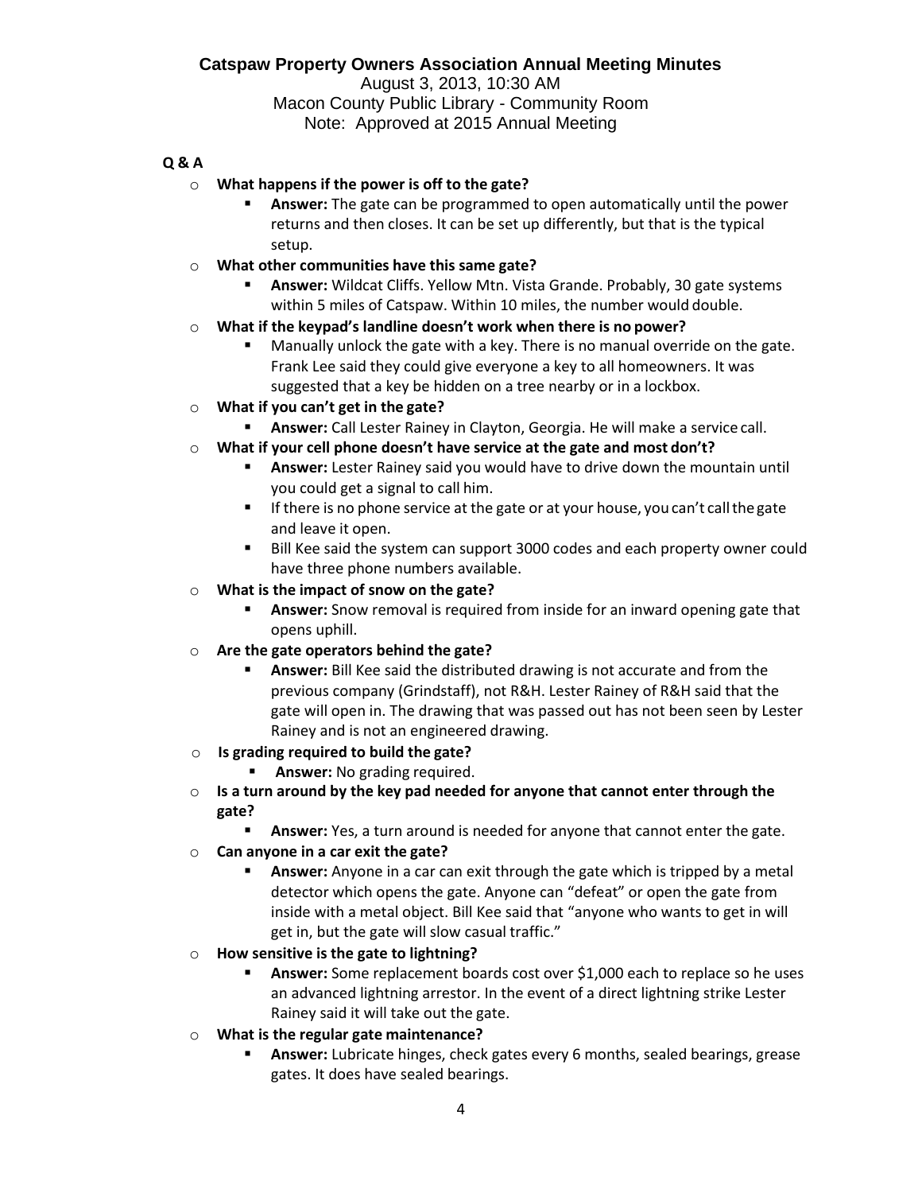**Catspaw Property Owners Association Annual Meeting Minutes**
August 3, 2013, 10:30 AM
Macon County Public Library - Community Room
Note: Approved at 2015 Annual Meeting

**Q & A**

- **What happens if the power is off to the gate?**
  - **Answer:** The gate can be programmed to open automatically until the power returns and then closes. It can be set up differently, but that is the typical setup.
- **What other communities have this same gate?**
  - **Answer:** Wildcat Cliffs. Yellow Mtn. Vista Grande. Probably, 30 gate systems within 5 miles of Catspaw. Within 10 miles, the number would double.
- **What if the keypad's landline doesn't work when there is no power?**
  - Manually unlock the gate with a key. There is no manual override on the gate. Frank Lee said they could give everyone a key to all homeowners. It was suggested that a key be hidden on a tree nearby or in a lockbox.
- **What if you can't get in the gate?**
  - **Answer:** Call Lester Rainey in Clayton, Georgia. He will make a service call.
- **What if your cell phone doesn't have service at the gate and most don't?**
  - **Answer:** Lester Rainey said you would have to drive down the mountain until you could get a signal to call him.
  - If there is no phone service at the gate or at your house, you can't call the gate and leave it open.
  - Bill Kee said the system can support 3000 codes and each property owner could have three phone numbers available.
- **What is the impact of snow on the gate?**
  - **Answer:** Snow removal is required from inside for an inward opening gate that opens uphill.
- **Are the gate operators behind the gate?**
  - **Answer:** Bill Kee said the distributed drawing is not accurate and from the previous company (Grindstaff), not R&H. Lester Rainey of R&H said that the gate will open in. The drawing that was passed out has not been seen by Lester Rainey and is not an engineered drawing.
- **Is grading required to build the gate?**
  - **Answer:** No grading required.
- **Is a turn around by the key pad needed for anyone that cannot enter through the gate?**
  - **Answer:** Yes, a turn around is needed for anyone that cannot enter the gate.
- **Can anyone in a car exit the gate?**
  - **Answer:** Anyone in a car can exit through the gate which is tripped by a metal detector which opens the gate. Anyone can "defeat" or open the gate from inside with a metal object. Bill Kee said that "anyone who wants to get in will get in, but the gate will slow casual traffic."
- **How sensitive is the gate to lightning?**
  - **Answer:** Some replacement boards cost over $1,000 each to replace so he uses an advanced lightning arrestor. In the event of a direct lightning strike Lester Rainey said it will take out the gate.
- **What is the regular gate maintenance?**
  - **Answer:** Lubricate hinges, check gates every 6 months, sealed bearings, grease gates. It does have sealed bearings.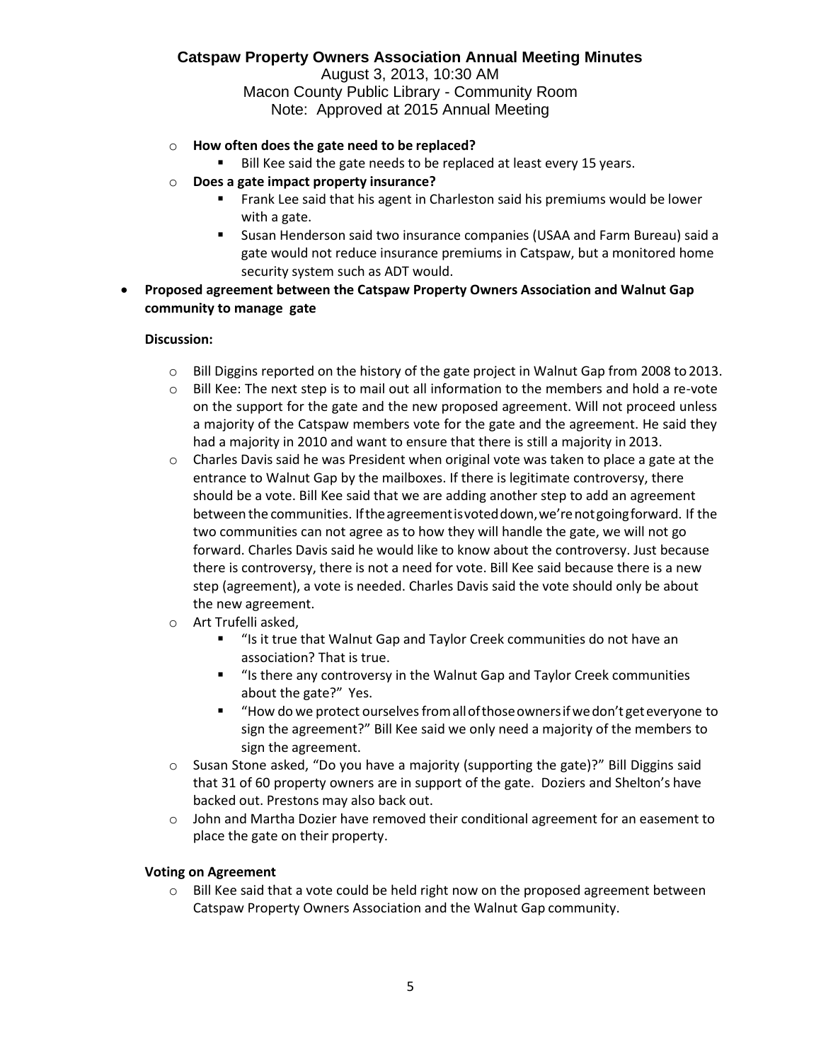- **How often does the gate need to be replaced?**
  - Bill Kee said the gate needs to be replaced at least every 15 years.
- **Does a gate impact property insurance?**
  - Frank Lee said that his agent in Charleston said his premiums would be lower with a gate.
  - Susan Henderson said two insurance companies (USAA and Farm Bureau) said a gate would not reduce insurance premiums in Catspaw, but a monitored home security system such as ADT would.

- **Proposed agreement between the Catspaw Property Owners Association and Walnut Gap community to manage gate**

  **Discussion:**

  - Bill Diggins reported on the history of the gate project in Walnut Gap from 2008 to 2013.
  - Bill Kee: The next step is to mail out all information to the members and hold a re-vote on the support for the gate and the new proposed agreement. Will not proceed unless a majority of the Catspaw members vote for the gate and the agreement. He said they had a majority in 2010 and want to ensure that there is still a majority in 2013.
  - Charles Davis said he was President when original vote was taken to place a gate at the entrance to Walnut Gap by the mailboxes. If there is legitimate controversy, there should be a vote. Bill Kee said that we are adding another step to add an agreement between the communities. If the agreement is voted down, we're not going forward. If the two communities can not agree as to how they will handle the gate, we will not go forward. Charles Davis said he would like to know about the controversy. Just because there is controversy, there is not a need for vote. Bill Kee said because there is a new step (agreement), a vote is needed. Charles Davis said the vote should only be about the new agreement.
  - Art Trufelli asked,
    - "Is it true that Walnut Gap and Taylor Creek communities do not have an association? That is true.
    - "Is there any controversy in the Walnut Gap and Taylor Creek communities about the gate?" Yes.
    - "How do we protect ourselves from all of those owners if we don't get everyone to sign the agreement?" Bill Kee said we only need a majority of the members to sign the agreement.
  - Susan Stone asked, "Do you have a majority (supporting the gate)?" Bill Diggins said that 31 of 60 property owners are in support of the gate. Doziers and Shelton's have backed out. Prestons may also back out.
  - John and Martha Dozier have removed their conditional agreement for an easement to place the gate on their property.

  **Voting on Agreement**

  - Bill Kee said that a vote could be held right now on the proposed agreement between Catspaw Property Owners Association and the Walnut Gap community.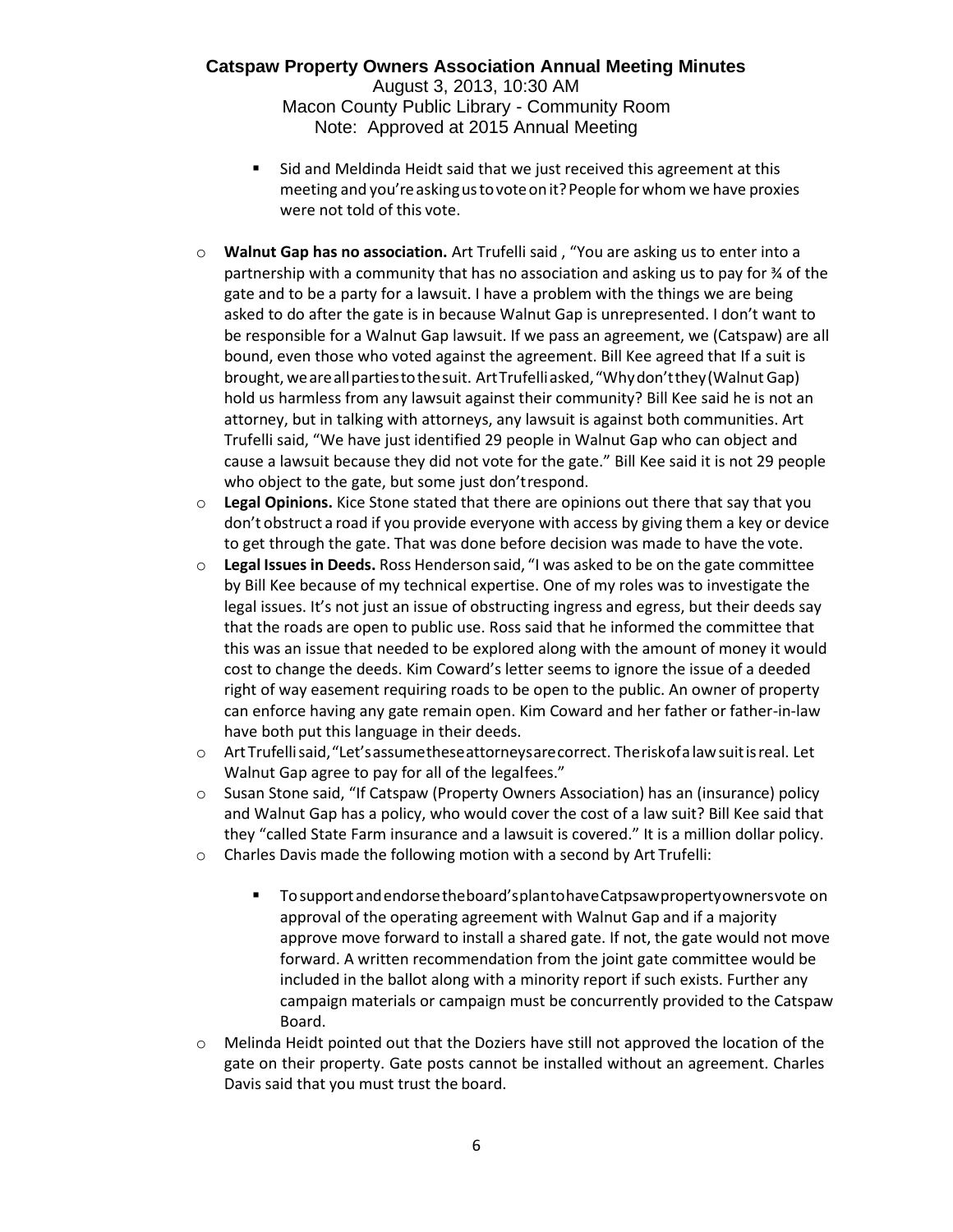- Sid and Meldinda Heidt said that we just received this agreement at this meeting and you're asking us to vote on it? People for whom we have proxies were not told of this vote.

- **Walnut Gap has no association.** Art Trufelli said , "You are asking us to enter into a partnership with a community that has no association and asking us to pay for ¾ of the gate and to be a party for a lawsuit. I have a problem with the things we are being asked to do after the gate is in because Walnut Gap is unrepresented. I don't want to be responsible for a Walnut Gap lawsuit. If we pass an agreement, we (Catspaw) are all bound, even those who voted against the agreement. Bill Kee agreed that If a suit is brought, we are all parties to the suit. Art Trufelli asked, "Why don't they (Walnut Gap) hold us harmless from any lawsuit against their community? Bill Kee said he is not an attorney, but in talking with attorneys, any lawsuit is against both communities. Art Trufelli said, "We have just identified 29 people in Walnut Gap who can object and cause a lawsuit because they did not vote for the gate." Bill Kee said it is not 29 people who object to the gate, but some just don't respond.
- **Legal Opinions.** Kice Stone stated that there are opinions out there that say that you don't obstruct a road if you provide everyone with access by giving them a key or device to get through the gate. That was done before decision was made to have the vote.
- **Legal Issues in Deeds.** Ross Henderson said, "I was asked to be on the gate committee by Bill Kee because of my technical expertise. One of my roles was to investigate the legal issues. It's not just an issue of obstructing ingress and egress, but their deeds say that the roads are open to public use. Ross said that he informed the committee that this was an issue that needed to be explored along with the amount of money it would cost to change the deeds. Kim Coward's letter seems to ignore the issue of a deeded right of way easement requiring roads to be open to the public. An owner of property can enforce having any gate remain open. Kim Coward and her father or father-in-law have both put this language in their deeds.
- Art Trufelli said, "Let's assume these attorneys are correct. The risk of a law suit is real. Let Walnut Gap agree to pay for all of the legal fees."
- Susan Stone said, "If Catspaw (Property Owners Association) has an (insurance) policy and Walnut Gap has a policy, who would cover the cost of a law suit? Bill Kee said that they "called State Farm insurance and a lawsuit is covered." It is a million dollar policy.
- Charles Davis made the following motion with a second by Art Trufelli:

  - To support and endorse the board's plan to have Catspaw property owners vote on approval of the operating agreement with Walnut Gap and if a majority approve move forward to install a shared gate. If not, the gate would not move forward. A written recommendation from the joint gate committee would be included in the ballot along with a minority report if such exists. Further any campaign materials or campaign must be concurrently provided to the Catspaw Board.

- Melinda Heidt pointed out that the Doziers have still not approved the location of the gate on their property. Gate posts cannot be installed without an agreement. Charles Davis said that you must trust the board.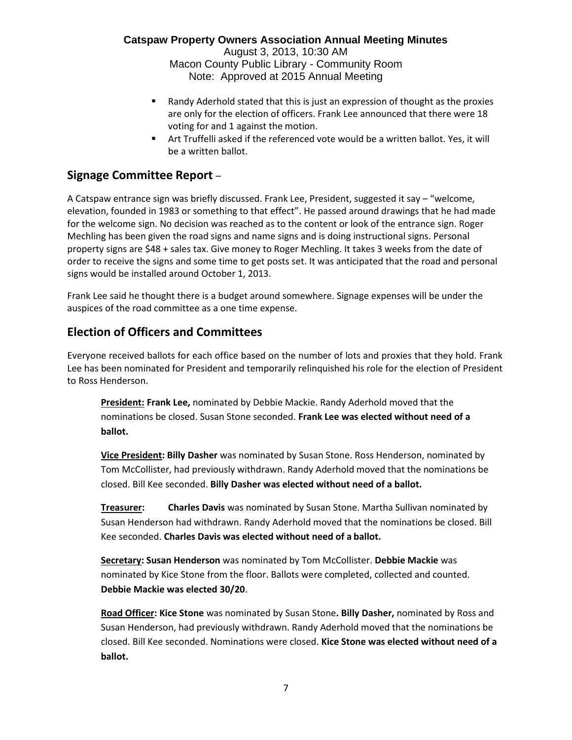- Randy Aderhold stated that this is just an expression of thought as the proxies are only for the election of officers. Frank Lee announced that there were 18 voting for and 1 against the motion.
- Art Truffelli asked if the referenced vote would be a written ballot. Yes, it will be a written ballot.

## Signage Committee Report –

A Catspaw entrance sign was briefly discussed. Frank Lee, President, suggested it say – "welcome, elevation, founded in 1983 or something to that effect". He passed around drawings that he had made for the welcome sign. No decision was reached as to the content or look of the entrance sign. Roger Mechling has been given the road signs and name signs and is doing instructional signs. Personal property signs are $48 + sales tax. Give money to Roger Mechling. It takes 3 weeks from the date of order to receive the signs and some time to get posts set. It was anticipated that the road and personal signs would be installed around October 1, 2013.

Frank Lee said he thought there is a budget around somewhere. Signage expenses will be under the auspices of the road committee as a one time expense.

## Election of Officers and Committees

Everyone received ballots for each office based on the number of lots and proxies that they hold. Frank Lee has been nominated for President and temporarily relinquished his role for the election of President to Ross Henderson.

**President: Frank Lee,** nominated by Debbie Mackie. Randy Aderhold moved that the nominations be closed. Susan Stone seconded. **Frank Lee was elected without need of a ballot.**

**Vice President: Billy Dasher** was nominated by Susan Stone. Ross Henderson, nominated by Tom McCollister, had previously withdrawn. Randy Aderhold moved that the nominations be closed. Bill Kee seconded. **Billy Dasher was elected without need of a ballot.**

**Treasurer:** **Charles Davis** was nominated by Susan Stone. Martha Sullivan nominated by Susan Henderson had withdrawn. Randy Aderhold moved that the nominations be closed. Bill Kee seconded. **Charles Davis was elected without need of a ballot.**

**Secretary: Susan Henderson** was nominated by Tom McCollister. **Debbie Mackie** was nominated by Kice Stone from the floor. Ballots were completed, collected and counted. **Debbie Mackie was elected 30/20**.

**Road Officer: Kice Stone** was nominated by Susan Stone**. Billy Dasher,** nominated by Ross and Susan Henderson, had previously withdrawn. Randy Aderhold moved that the nominations be closed. Bill Kee seconded. Nominations were closed. **Kice Stone was elected without need of a ballot.**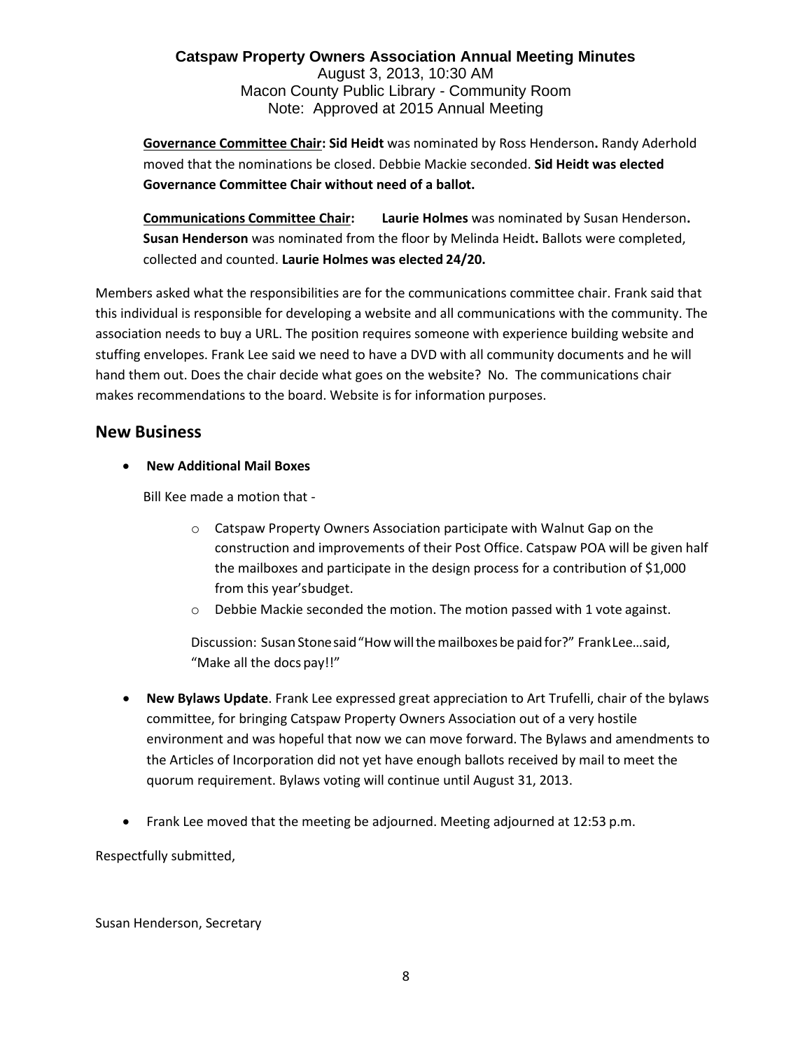**Governance Committee Chair: Sid Heidt** was nominated by Ross Henderson**.** Randy Aderhold moved that the nominations be closed. Debbie Mackie seconded. **Sid Heidt was elected Governance Committee Chair without need of a ballot.**

**Communications Committee Chair:** **Laurie Holmes** was nominated by Susan Henderson**. Susan Henderson** was nominated from the floor by Melinda Heidt**.** Ballots were completed, collected and counted. **Laurie Holmes was elected 24/20.**

Members asked what the responsibilities are for the communications committee chair. Frank said that this individual is responsible for developing a website and all communications with the community. The association needs to buy a URL. The position requires someone with experience building website and stuffing envelopes. Frank Lee said we need to have a DVD with all community documents and he will hand them out. Does the chair decide what goes on the website? No. The communications chair makes recommendations to the board. Website is for information purposes.

## New Business

- **New Additional Mail Boxes**

  Bill Kee made a motion that -

  - Catspaw Property Owners Association participate with Walnut Gap on the construction and improvements of their Post Office. Catspaw POA will be given half the mailboxes and participate in the design process for a contribution of $1,000 from this year's budget.
  - Debbie Mackie seconded the motion. The motion passed with 1 vote against.

  Discussion: Susan Stone said "How will the mailboxes be paid for?" Frank Lee…said, "Make all the docs pay!!"

- **New Bylaws Update**. Frank Lee expressed great appreciation to Art Trufelli, chair of the bylaws committee, for bringing Catspaw Property Owners Association out of a very hostile environment and was hopeful that now we can move forward. The Bylaws and amendments to the Articles of Incorporation did not yet have enough ballots received by mail to meet the quorum requirement. Bylaws voting will continue until August 31, 2013.

- Frank Lee moved that the meeting be adjourned. Meeting adjourned at 12:53 p.m.

Respectfully submitted,

Susan Henderson, Secretary